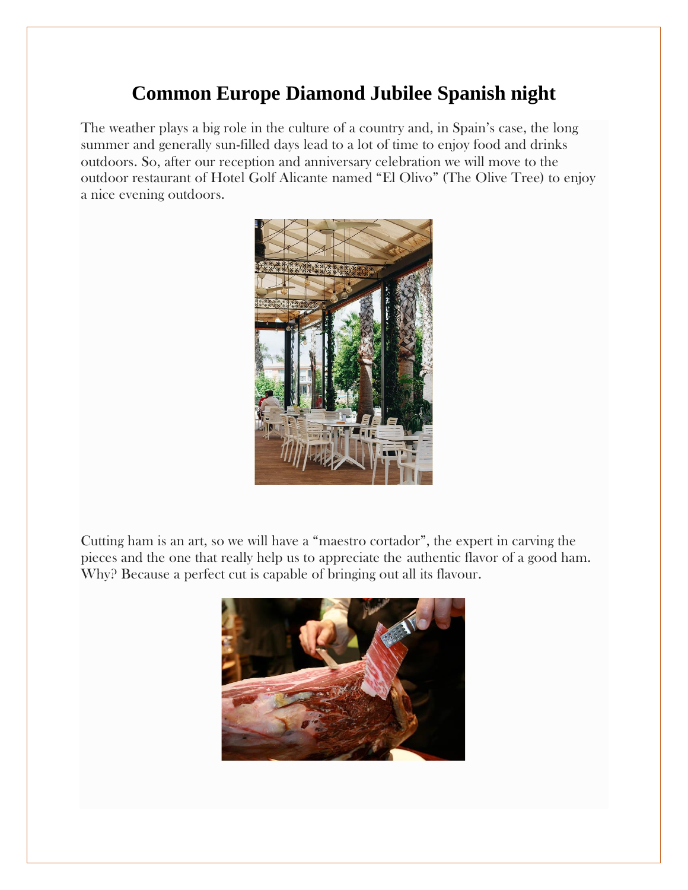# Common Europe Diamond Jubilee Spanish night

The weather plays a big role in the culture of a country and, in Spain's case, the long summer and generally sun-filled days lead to a lot of time to enjoy food and drinks outdoors. So, after our reception and anniversary celebration we will move to the outdoor restaurant of Hotel Golf Alicante named "El Olivo" (The Olive Tree) to enjoy a nice evening outdoors.

Cutting ham is an art, so we will have a "maestro cortador", the expert in carving the pieces and the one that really help us to appreciate the authentic flavor of a good ham. Why? Because a perfect cut is capable of bringing out all its flavour.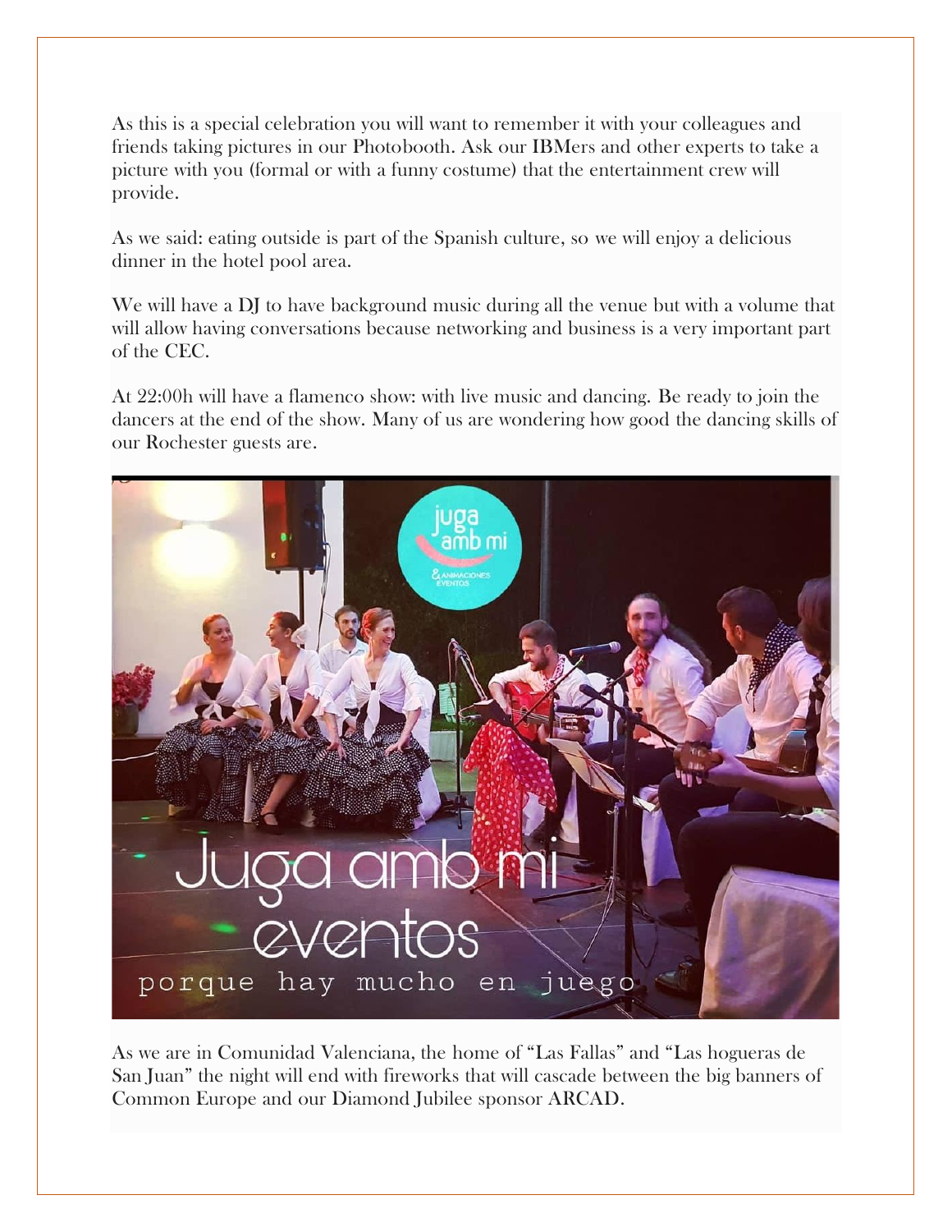As this is a special celebration you will want to remember it with your colleagues and friends taking pictures in our Photobooth. Ask our IBMers and other experts to take a picture with you (formal or with a funny costume) that the entertainment crew will provide.

As we said: eating outside is part of the Spanish culture, so we will enjoy a delicious dinner in the hotel pool area.

We will have a DJ to have background music during all the venue but with a volume that will allow having conversations because networking and business is a very important part of the CEC.

At 22:00h will have a flamenco show: with live music and dancing. Be ready to join the dancers at the end of the show. Many of us are wondering how good the dancing skills of our Rochester guests are.

As we are in Comunidad Valenciana, the home of "Las Fallas" and "Las hogueras de San Juan" the night will end with fireworks that will cascade between the big banners of Common Europe and our Diamond Jubilee sponsor ARCAD.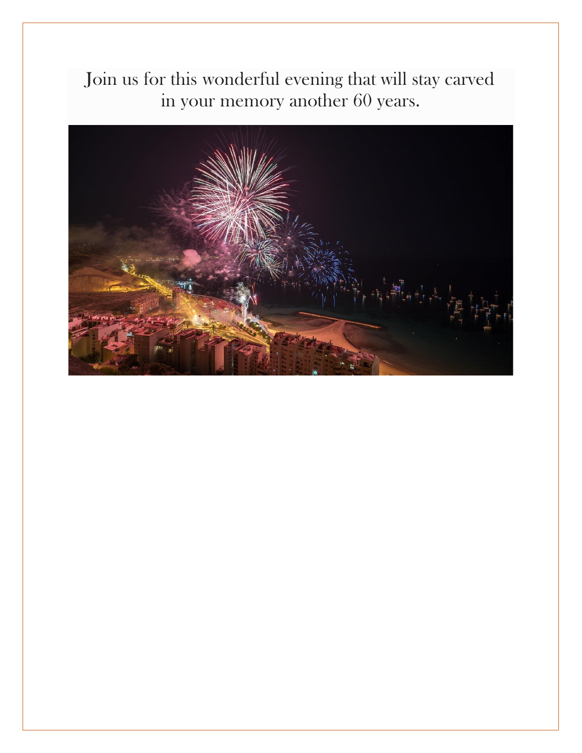Join us for this wonderful evening that will stay carved in your memory another 60 years.